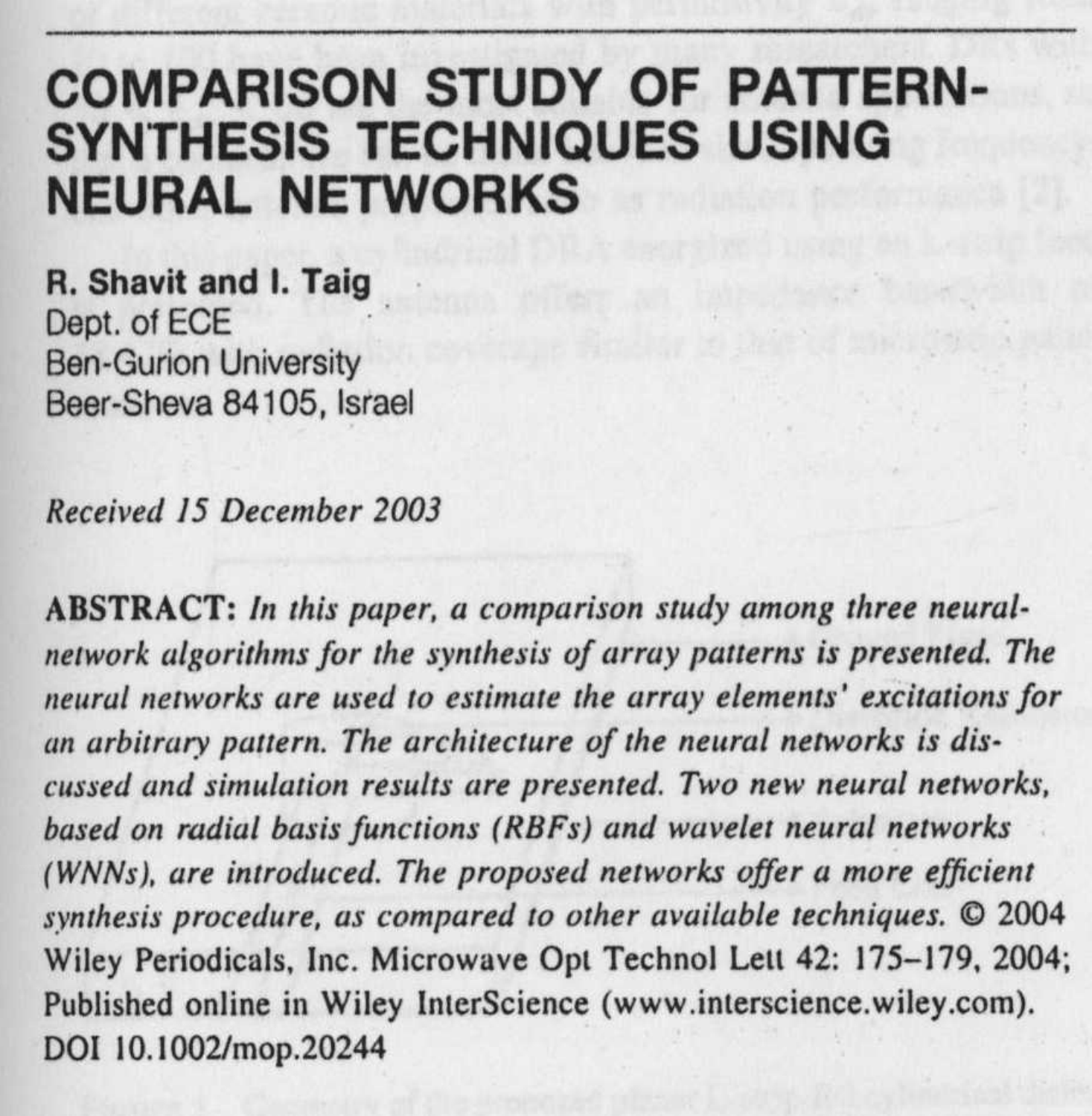# COMPARISON STUDY OF PATTERN-SYNTHESIS TECHNIQUES USING NEURAL NETWORKS

**R. Shavit and I. Taig**
Dept. of ECE
Ben-Gurion University
Beer-Sheva 84105, Israel

*Received 15 December 2003*

**ABSTRACT:** *In this paper, a comparison study among three neural-network algorithms for the synthesis of array patterns is presented. The neural networks are used to estimate the array elements' excitations for an arbitrary pattern. The architecture of the neural networks is discussed and simulation results are presented. Two new neural networks, based on radial basis functions (RBFs) and wavelet neural networks (WNNs), are introduced. The proposed networks offer a more efficient synthesis procedure, as compared to other available techniques.* © 2004 Wiley Periodicals, Inc. Microwave Opt Technol Lett 42: 175–179, 2004; Published online in Wiley InterScience (www.interscience.wiley.com). DOI 10.1002/mop.20244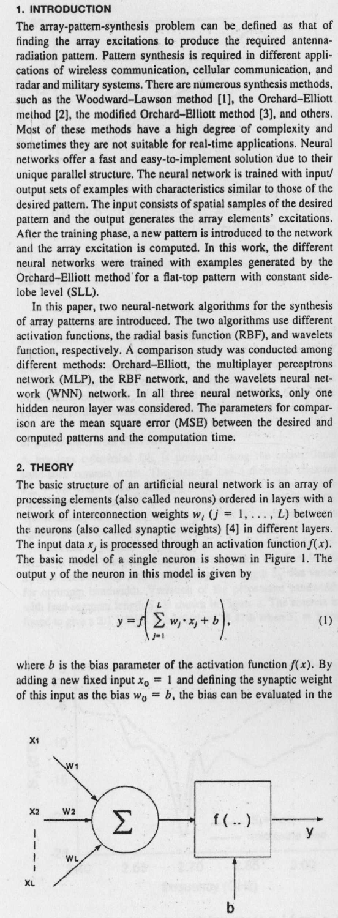## 1. INTRODUCTION

The array-pattern-synthesis problem can be defined as that of finding the array excitations to produce the required antenna-radiation pattern. Pattern synthesis is required in different applications of wireless communication, cellular communication, and radar and military systems. There are numerous synthesis methods, such as the Woodward–Lawson method [1], the Orchard–Elliott method [2], the modified Orchard–Elliott method [3], and others. Most of these methods have a high degree of complexity and sometimes they are not suitable for real-time applications. Neural networks offer a fast and easy-to-implement solution due to their unique parallel structure. The neural network is trained with input/output sets of examples with characteristics similar to those of the desired pattern. The input consists of spatial samples of the desired pattern and the output generates the array elements' excitations. After the training phase, a new pattern is introduced to the network and the array excitation is computed. In this work, the different neural networks were trained with examples generated by the Orchard–Elliott method for a flat-top pattern with constant sidelobe level (SLL).

In this paper, two neural-network algorithms for the synthesis of array patterns are introduced. The two algorithms use different activation functions, the radial basis function (RBF), and wavelets function, respectively. A comparison study was conducted among different methods: Orchard–Elliott, the multiplayer perceptrons network (MLP), the RBF network, and the wavelets neural network (WNN) network. In all three neural networks, only one hidden neuron layer was considered. The parameters for comparison are the mean square error (MSE) between the desired and computed patterns and the computation time.

## 2. THEORY

The basic structure of an artificial neural network is an array of processing elements (also called neurons) ordered in layers with a network of interconnection weights $w_i$ ($j = 1, \ldots, L$) between the neurons (also called synaptic weights) [4] in different layers. The input data $x_j$ is processed through an activation function $f(x)$. The basic model of a single neuron is shown in Figure 1. The output $y$ of the neuron in this model is given by

$$y = f\left(\sum_{j=1}^{L} w_j \cdot x_j + b\right), \tag{1}$$

where $b$ is the bias parameter of the activation function $f(x)$. By adding a new fixed input $x_0 = 1$ and defining the synaptic weight of this input as the bias $w_0 = b$, the bias can be evaluated in the

X1

W1

X2

W2

WL

XL

Σ

f ( .. )

y

b